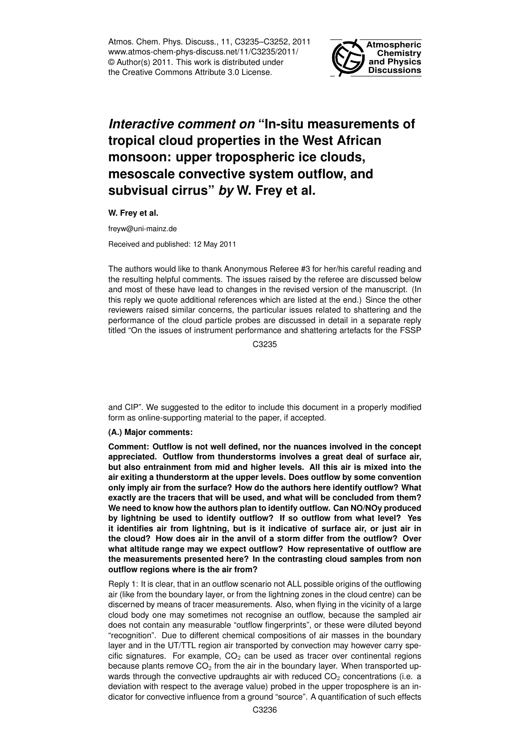Atmos. Chem. Phys. Discuss., 11, C3235–C3252, 2011
www.atmos-chem-phys-discuss.net/11/C3235/2011/
© Author(s) 2011. This work is distributed under
the Creative Commons Attribute 3.0 License.

# *Interactive comment on* "In-situ measurements of tropical cloud properties in the West African monsoon: upper tropospheric ice clouds, mesoscale convective system outflow, and subvisual cirrus" *by* W. Frey et al.

**W. Frey et al.**

freyw@uni-mainz.de

Received and published: 12 May 2011

The authors would like to thank Anonymous Referee #3 for her/his careful reading and the resulting helpful comments. The issues raised by the referee are discussed below and most of these have lead to changes in the revised version of the manuscript. (In this reply we quote additional references which are listed at the end.) Since the other reviewers raised similar concerns, the particular issues related to shattering and the performance of the cloud particle probes are discussed in detail in a separate reply titled "On the issues of instrument performance and shattering artefacts for the FSSP and CIP". We suggested to the editor to include this document in a properly modified form as online-supporting material to the paper, if accepted.

**(A.) Major comments:**

**Comment: Outflow is not well defined, nor the nuances involved in the concept appreciated. Outflow from thunderstorms involves a great deal of surface air, but also entrainment from mid and higher levels. All this air is mixed into the air exiting a thunderstorm at the upper levels. Does outflow by some convention only imply air from the surface? How do the authors here identify outflow? What exactly are the tracers that will be used, and what will be concluded from them? We need to know how the authors plan to identify outflow. Can NO/NOy produced by lightning be used to identify outflow? If so outflow from what level? Yes it identifies air from lightning, but is it indicative of surface air, or just air in the cloud? How does air in the anvil of a storm differ from the outflow? Over what altitude range may we expect outflow? How representative of outflow are the measurements presented here? In the contrasting cloud samples from non outflow regions where is the air from?**

Reply 1: It is clear, that in an outflow scenario not ALL possible origins of the outflowing air (like from the boundary layer, or from the lightning zones in the cloud centre) can be discerned by means of tracer measurements. Also, when flying in the vicinity of a large cloud body one may sometimes not recognise an outflow, because the sampled air does not contain any measurable "outflow fingerprints", or these were diluted beyond "recognition". Due to different chemical compositions of air masses in the boundary layer and in the UT/TTL region air transported by convection may however carry specific signatures. For example, $CO_2$ can be used as tracer over continental regions because plants remove $CO_2$ from the air in the boundary layer. When transported upwards through the convective updraughts air with reduced $CO_2$ concentrations (i.e. a deviation with respect to the average value) probed in the upper troposphere is an indicator for convective influence from a ground "source". A quantification of such effects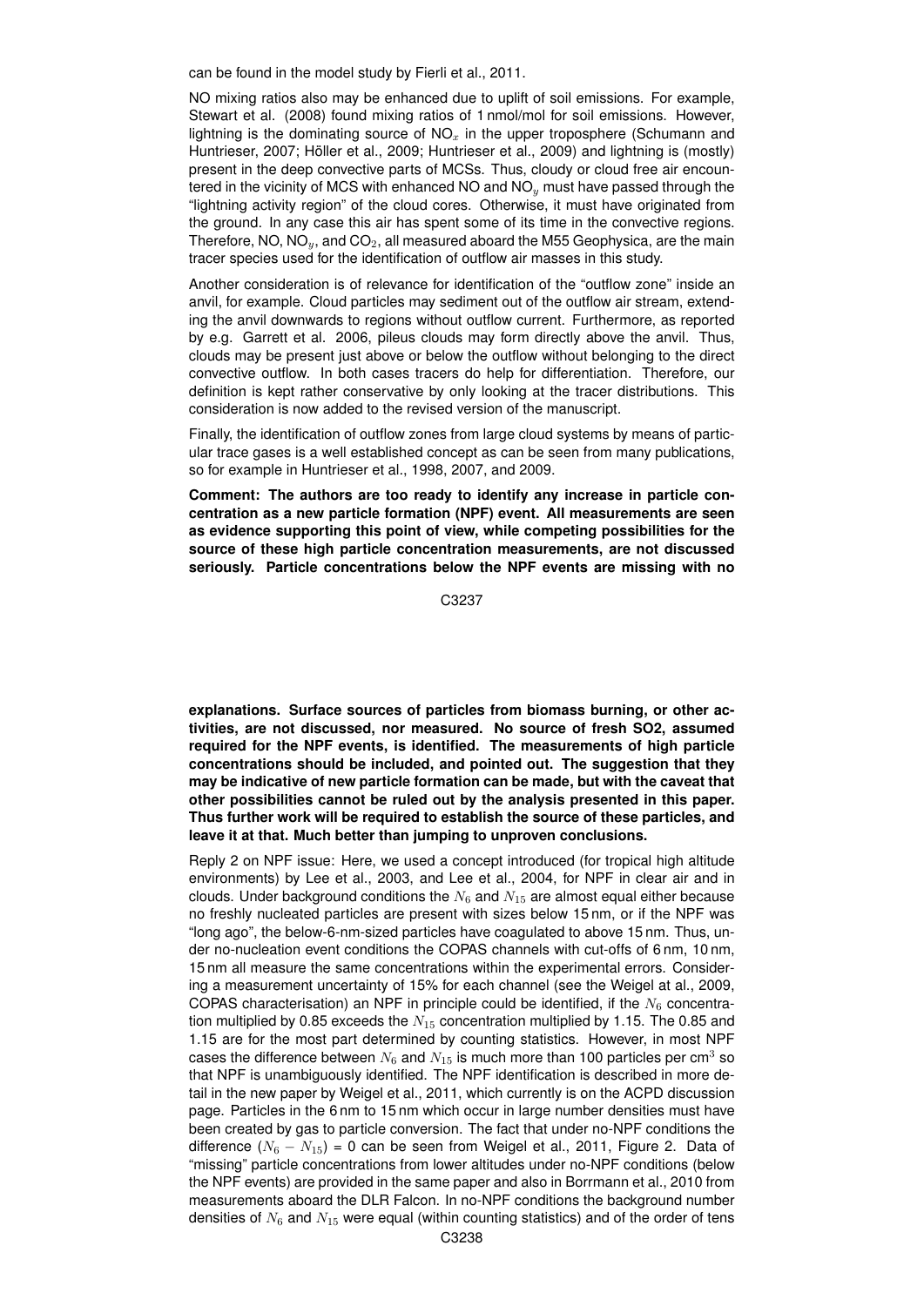can be found in the model study by Fierli et al., 2011.

NO mixing ratios also may be enhanced due to uplift of soil emissions. For example, Stewart et al. (2008) found mixing ratios of 1 nmol/mol for soil emissions. However, lightning is the dominating source of $NO_x$ in the upper troposphere (Schumann and Huntrieser, 2007; Höller et al., 2009; Huntrieser et al., 2009) and lightning is (mostly) present in the deep convective parts of MCSs. Thus, cloudy or cloud free air encountered in the vicinity of MCS with enhanced NO and $NO_y$ must have passed through the "lightning activity region" of the cloud cores. Otherwise, it must have originated from the ground. In any case this air has spent some of its time in the convective regions. Therefore, NO, $NO_y$, and $CO_2$, all measured aboard the M55 Geophysica, are the main tracer species used for the identification of outflow air masses in this study.

Another consideration is of relevance for identification of the "outflow zone" inside an anvil, for example. Cloud particles may sediment out of the outflow air stream, extending the anvil downwards to regions without outflow current. Furthermore, as reported by e.g. Garrett et al. 2006, pileus clouds may form directly above the anvil. Thus, clouds may be present just above or below the outflow without belonging to the direct convective outflow. In both cases tracers do help for differentiation. Therefore, our definition is kept rather conservative by only looking at the tracer distributions. This consideration is now added to the revised version of the manuscript.

Finally, the identification of outflow zones from large cloud systems by means of particular trace gases is a well established concept as can be seen from many publications, so for example in Huntrieser et al., 1998, 2007, and 2009.

**Comment: The authors are too ready to identify any increase in particle concentration as a new particle formation (NPF) event. All measurements are seen as evidence supporting this point of view, while competing possibilities for the source of these high particle concentration measurements, are not discussed seriously. Particle concentrations below the NPF events are missing with no explanations. Surface sources of particles from biomass burning, or other activities, are not discussed, nor measured. No source of fresh SO2, assumed required for the NPF events, is identified. The measurements of high particle concentrations should be included, and pointed out. The suggestion that they may be indicative of new particle formation can be made, but with the caveat that other possibilities cannot be ruled out by the analysis presented in this paper. Thus further work will be required to establish the source of these particles, and leave it at that. Much better than jumping to unproven conclusions.**

Reply 2 on NPF issue: Here, we used a concept introduced (for tropical high altitude environments) by Lee et al., 2003, and Lee et al., 2004, for NPF in clear air and in clouds. Under background conditions the $N_6$ and $N_{15}$ are almost equal either because no freshly nucleated particles are present with sizes below 15 nm, or if the NPF was "long ago", the below-6-nm-sized particles have coagulated to above 15 nm. Thus, under no-nucleation event conditions the COPAS channels with cut-offs of 6 nm, 10 nm, 15 nm all measure the same concentrations within the experimental errors. Considering a measurement uncertainty of 15% for each channel (see the Weigel at al., 2009, COPAS characterisation) an NPF in principle could be identified, if the $N_6$ concentration multiplied by 0.85 exceeds the $N_{15}$ concentration multiplied by 1.15. The 0.85 and 1.15 are for the most part determined by counting statistics. However, in most NPF cases the difference between $N_6$ and $N_{15}$ is much more than 100 particles per cm$^3$ so that NPF is unambiguously identified. The NPF identification is described in more detail in the new paper by Weigel et al., 2011, which currently is on the ACPD discussion page. Particles in the 6 nm to 15 nm which occur in large number densities must have been created by gas to particle conversion. The fact that under no-NPF conditions the difference ($N_6 - N_{15}$) = 0 can be seen from Weigel et al., 2011, Figure 2. Data of "missing" particle concentrations from lower altitudes under no-NPF conditions (below the NPF events) are provided in the same paper and also in Borrmann et al., 2010 from measurements aboard the DLR Falcon. In no-NPF conditions the background number densities of $N_6$ and $N_{15}$ were equal (within counting statistics) and of the order of tens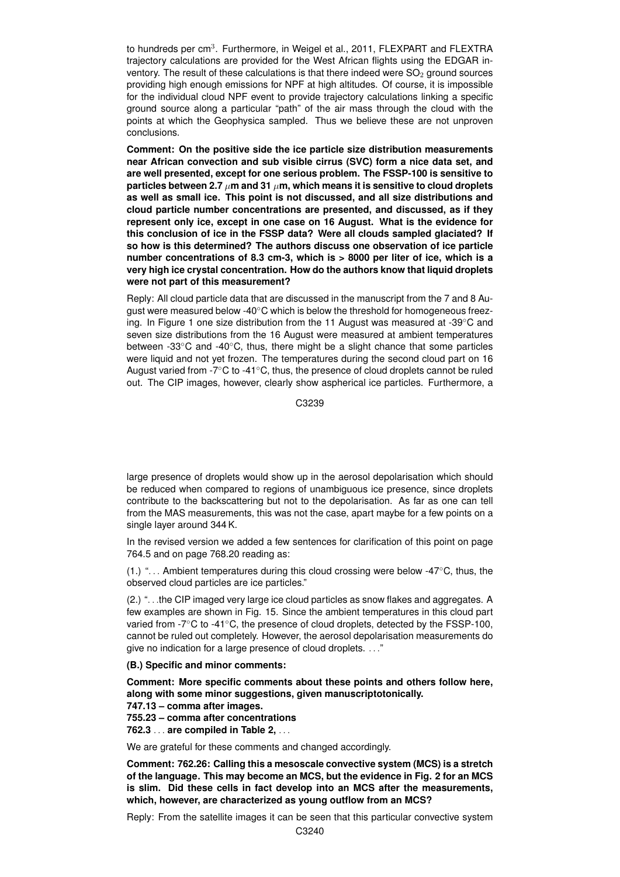to hundreds per $cm^3$. Furthermore, in Weigel et al., 2011, FLEXPART and FLEXTRA trajectory calculations are provided for the West African flights using the EDGAR inventory. The result of these calculations is that there indeed were $SO_2$ ground sources providing high enough emissions for NPF at high altitudes. Of course, it is impossible for the individual cloud NPF event to provide trajectory calculations linking a specific ground source along a particular "path" of the air mass through the cloud with the points at which the Geophysica sampled. Thus we believe these are not unproven conclusions.

**Comment: On the positive side the ice particle size distribution measurements near African convection and sub visible cirrus (SVC) form a nice data set, and are well presented, except for one serious problem. The FSSP-100 is sensitive to particles between 2.7 $\mu$m and 31 $\mu$m, which means it is sensitive to cloud droplets as well as small ice. This point is not discussed, and all size distributions and cloud particle number concentrations are presented, and discussed, as if they represent only ice, except in one case on 16 August. What is the evidence for this conclusion of ice in the FSSP data? Were all clouds sampled glaciated? If so how is this determined? The authors discuss one observation of ice particle number concentrations of 8.3 cm-3, which is > 8000 per liter of ice, which is a very high ice crystal concentration. How do the authors know that liquid droplets were not part of this measurement?**

Reply: All cloud particle data that are discussed in the manuscript from the 7 and 8 August were measured below -40°C which is below the threshold for homogeneous freezing. In Figure 1 one size distribution from the 11 August was measured at -39°C and seven size distributions from the 16 August were measured at ambient temperatures between -33°C and -40°C, thus, there might be a slight chance that some particles were liquid and not yet frozen. The temperatures during the second cloud part on 16 August varied from -7°C to -41°C, thus, the presence of cloud droplets cannot be ruled out. The CIP images, however, clearly show aspherical ice particles. Furthermore, a large presence of droplets would show up in the aerosol depolarisation which should be reduced when compared to regions of unambiguous ice presence, since droplets contribute to the backscattering but not to the depolarisation. As far as one can tell from the MAS measurements, this was not the case, apart maybe for a few points on a single layer around 344 K.

In the revised version we added a few sentences for clarification of this point on page 764.5 and on page 768.20 reading as:

(1.) "... Ambient temperatures during this cloud crossing were below -47°C, thus, the observed cloud particles are ice particles."

(2.) "...the CIP imaged very large ice cloud particles as snow flakes and aggregates. A few examples are shown in Fig. 15. Since the ambient temperatures in this cloud part varied from -7°C to -41°C, the presence of cloud droplets, detected by the FSSP-100, cannot be ruled out completely. However, the aerosol depolarisation measurements do give no indication for a large presence of cloud droplets. ..."

**(B.) Specific and minor comments:**

**Comment: More specific comments about these points and others follow here, along with some minor suggestions, given manuscriptotonically.**
**747.13 – comma after images.**
**755.23 – comma after concentrations**
**762.3 ... are compiled in Table 2, ...**

We are grateful for these comments and changed accordingly.

**Comment: 762.26: Calling this a mesoscale convective system (MCS) is a stretch of the language. This may become an MCS, but the evidence in Fig. 2 for an MCS is slim. Did these cells in fact develop into an MCS after the measurements, which, however, are characterized as young outflow from an MCS?**

Reply: From the satellite images it can be seen that this particular convective system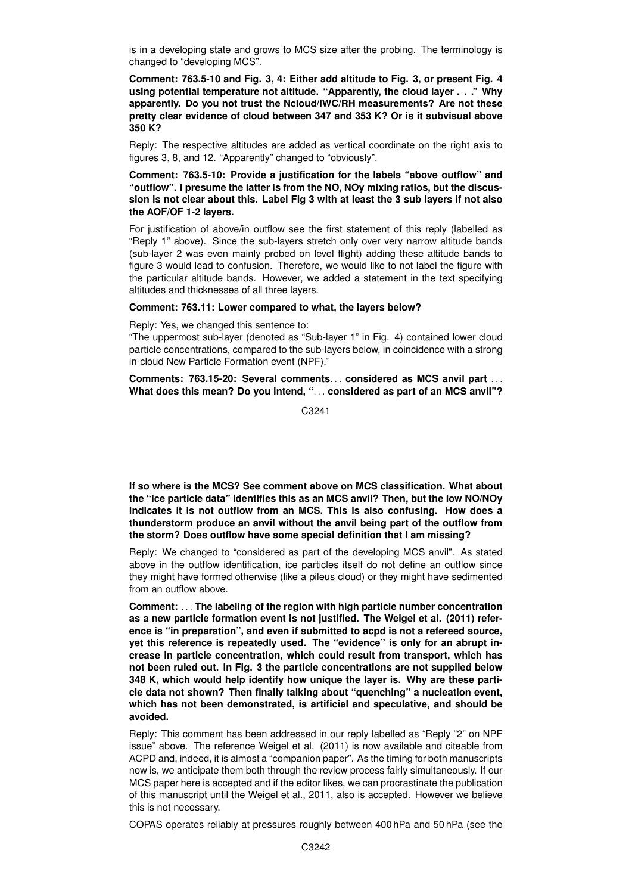is in a developing state and grows to MCS size after the probing. The terminology is changed to "developing MCS".

**Comment: 763.5-10 and Fig. 3, 4: Either add altitude to Fig. 3, or present Fig. 4 using potential temperature not altitude. "Apparently, the cloud layer . . ." Why apparently. Do you not trust the Ncloud/IWC/RH measurements? Are not these pretty clear evidence of cloud between 347 and 353 K? Or is it subvisual above 350 K?**

Reply: The respective altitudes are added as vertical coordinate on the right axis to figures 3, 8, and 12. "Apparently" changed to "obviously".

**Comment: 763.5-10: Provide a justification for the labels "above outflow" and "outflow". I presume the latter is from the NO, NOy mixing ratios, but the discussion is not clear about this. Label Fig 3 with at least the 3 sub layers if not also the AOF/OF 1-2 layers.**

For justification of above/in outflow see the first statement of this reply (labelled as "Reply 1" above). Since the sub-layers stretch only over very narrow altitude bands (sub-layer 2 was even mainly probed on level flight) adding these altitude bands to figure 3 would lead to confusion. Therefore, we would like to not label the figure with the particular altitude bands. However, we added a statement in the text specifying altitudes and thicknesses of all three layers.

**Comment: 763.11: Lower compared to what, the layers below?**

Reply: Yes, we changed this sentence to:
"The uppermost sub-layer (denoted as "Sub-layer 1" in Fig. 4) contained lower cloud particle concentrations, compared to the sub-layers below, in coincidence with a strong in-cloud New Particle Formation event (NPF)."

**Comments: 763.15-20: Several comments… considered as MCS anvil part … What does this mean? Do you intend, "… considered as part of an MCS anvil"? If so where is the MCS? See comment above on MCS classification. What about the "ice particle data" identifies this as an MCS anvil? Then, but the low NO/NOy indicates it is not outflow from an MCS. This is also confusing. How does a thunderstorm produce an anvil without the anvil being part of the outflow from the storm? Does outflow have some special definition that I am missing?**

Reply: We changed to "considered as part of the developing MCS anvil". As stated above in the outflow identification, ice particles itself do not define an outflow since they might have formed otherwise (like a pileus cloud) or they might have sedimented from an outflow above.

**Comment: … The labeling of the region with high particle number concentration as a new particle formation event is not justified. The Weigel et al. (2011) reference is "in preparation", and even if submitted to acpd is not a refereed source, yet this reference is repeatedly used. The "evidence" is only for an abrupt increase in particle concentration, which could result from transport, which has not been ruled out. In Fig. 3 the particle concentrations are not supplied below 348 K, which would help identify how unique the layer is. Why are these particle data not shown? Then finally talking about "quenching" a nucleation event, which has not been demonstrated, is artificial and speculative, and should be avoided.**

Reply: This comment has been addressed in our reply labelled as "Reply "2" on NPF issue" above. The reference Weigel et al. (2011) is now available and citeable from ACPD and, indeed, it is almost a "companion paper". As the timing for both manuscripts now is, we anticipate them both through the review process fairly simultaneously. If our MCS paper here is accepted and if the editor likes, we can procrastinate the publication of this manuscript until the Weigel et al., 2011, also is accepted. However we believe this is not necessary.

COPAS operates reliably at pressures roughly between 400 hPa and 50 hPa (see the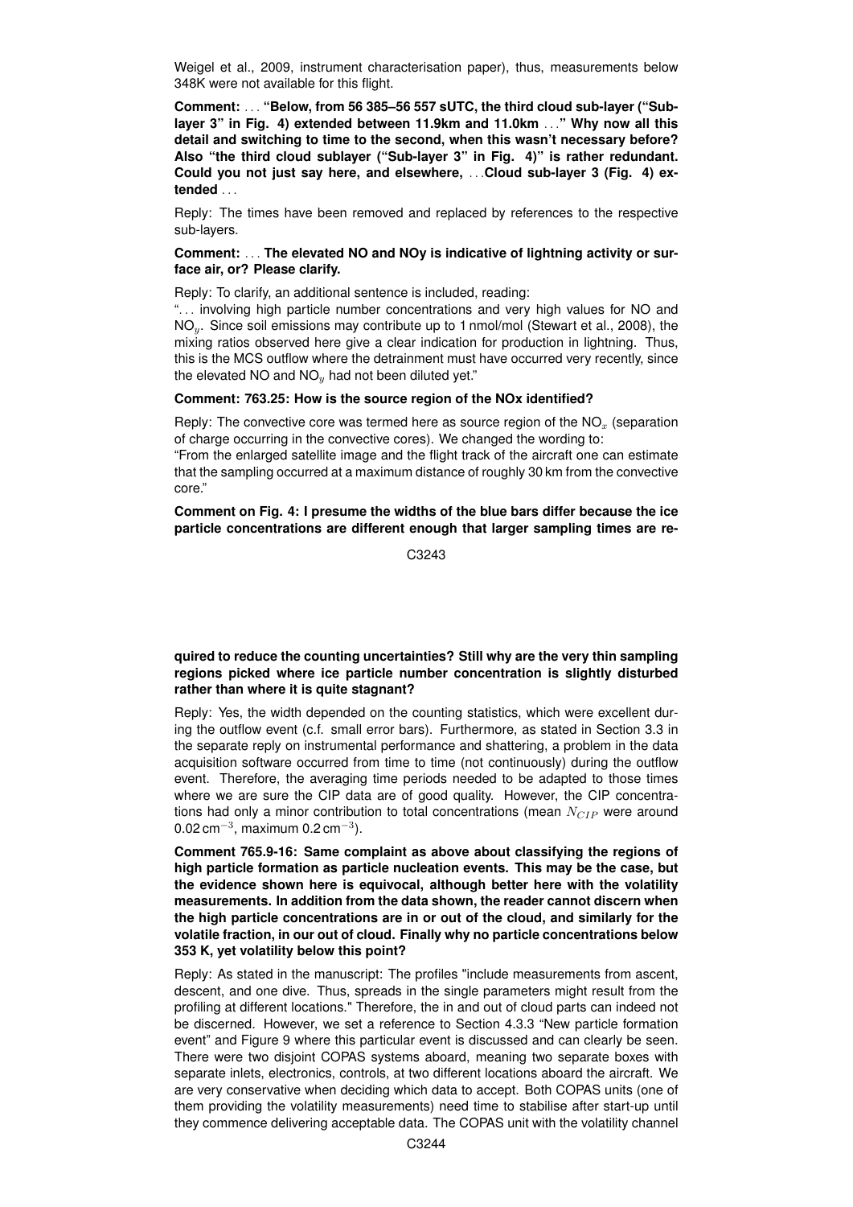Weigel et al., 2009, instrument characterisation paper), thus, measurements below 348K were not available for this flight.

**Comment: . . . "Below, from 56 385–56 557 sUTC, the third cloud sub-layer ("Sub-layer 3" in Fig. 4) extended between 11.9km and 11.0km . . ." Why now all this detail and switching to time to the second, when this wasn't necessary before? Also "the third cloud sublayer ("Sub-layer 3" in Fig. 4)" is rather redundant. Could you not just say here, and elsewhere, . . .Cloud sub-layer 3 (Fig. 4) extended . . .**

Reply: The times have been removed and replaced by references to the respective sub-layers.

**Comment: . . . The elevated NO and NOy is indicative of lightning activity or surface air, or? Please clarify.**

Reply: To clarify, an additional sentence is included, reading:
". . . involving high particle number concentrations and very high values for NO and $NO_y$. Since soil emissions may contribute up to 1 nmol/mol (Stewart et al., 2008), the mixing ratios observed here give a clear indication for production in lightning. Thus, this is the MCS outflow where the detrainment must have occurred very recently, since the elevated NO and $NO_y$ had not been diluted yet."

**Comment: 763.25: How is the source region of the NOx identified?**

Reply: The convective core was termed here as source region of the $NO_x$ (separation of charge occurring in the convective cores). We changed the wording to:
"From the enlarged satellite image and the flight track of the aircraft one can estimate that the sampling occurred at a maximum distance of roughly 30 km from the convective core."

**Comment on Fig. 4: I presume the widths of the blue bars differ because the ice particle concentrations are different enough that larger sampling times are required to reduce the counting uncertainties? Still why are the very thin sampling regions picked where ice particle number concentration is slightly disturbed rather than where it is quite stagnant?**

Reply: Yes, the width depended on the counting statistics, which were excellent during the outflow event (c.f. small error bars). Furthermore, as stated in Section 3.3 in the separate reply on instrumental performance and shattering, a problem in the data acquisition software occurred from time to time (not continuously) during the outflow event. Therefore, the averaging time periods needed to be adapted to those times where we are sure the CIP data are of good quality. However, the CIP concentrations had only a minor contribution to total concentrations (mean $N_{CIP}$ were around 0.02 $cm^{-3}$, maximum 0.2 $cm^{-3}$).

**Comment 765.9-16: Same complaint as above about classifying the regions of high particle formation as particle nucleation events. This may be the case, but the evidence shown here is equivocal, although better here with the volatility measurements. In addition from the data shown, the reader cannot discern when the high particle concentrations are in or out of the cloud, and similarly for the volatile fraction, in our out of cloud. Finally why no particle concentrations below 353 K, yet volatility below this point?**

Reply: As stated in the manuscript: The profiles "include measurements from ascent, descent, and one dive. Thus, spreads in the single parameters might result from the profiling at different locations." Therefore, the in and out of cloud parts can indeed not be discerned. However, we set a reference to Section 4.3.3 "New particle formation event" and Figure 9 where this particular event is discussed and can clearly be seen. There were two disjoint COPAS systems aboard, meaning two separate boxes with separate inlets, electronics, controls, at two different locations aboard the aircraft. We are very conservative when deciding which data to accept. Both COPAS units (one of them providing the volatility measurements) need time to stabilise after start-up until they commence delivering acceptable data. The COPAS unit with the volatility channel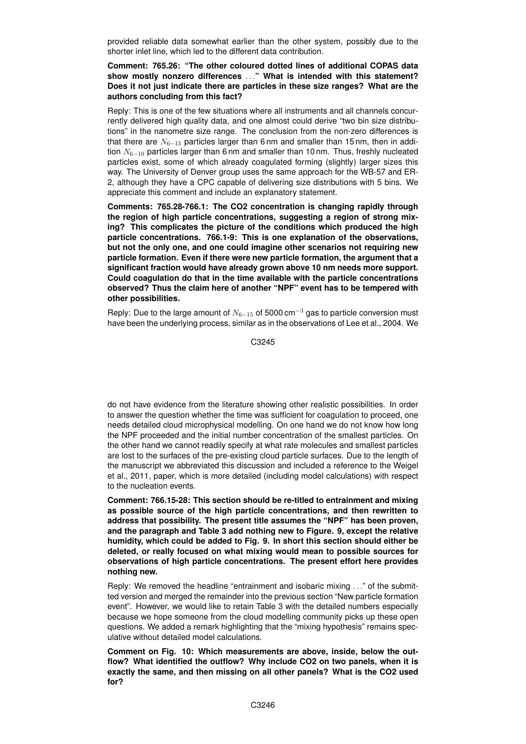provided reliable data somewhat earlier than the other system, possibly due to the shorter inlet line, which led to the different data contribution.

**Comment: 765.26: "The other coloured dotted lines of additional COPAS data show mostly nonzero differences ..." What is intended with this statement? Does it not just indicate there are particles in these size ranges? What are the authors concluding from this fact?**

Reply: This is one of the few situations where all instruments and all channels concurrently delivered high quality data, and one almost could derive "two bin size distributions" in the nanometre size range. The conclusion from the non-zero differences is that there are $N_{6-15}$ particles larger than 6 nm and smaller than 15 nm, then in addition $N_{6-10}$ particles larger than 6 nm and smaller than 10 nm. Thus, freshly nucleated particles exist, some of which already coagulated forming (slightly) larger sizes this way. The University of Denver group uses the same approach for the WB-57 and ER-2, although they have a CPC capable of delivering size distributions with 5 bins. We appreciate this comment and include an explanatory statement.

**Comments: 765.28-766.1: The CO2 concentration is changing rapidly through the region of high particle concentrations, suggesting a region of strong mixing? This complicates the picture of the conditions which produced the high particle concentrations. 766.1-9: This is one explanation of the observations, but not the only one, and one could imagine other scenarios not requiring new particle formation. Even if there were new particle formation, the argument that a significant fraction would have already grown above 10 nm needs more support. Could coagulation do that in the time available with the particle concentrations observed? Thus the claim here of another "NPF" event has to be tempered with other possibilities.**

Reply: Due to the large amount of $N_{6-15}$ of 5000 $\text{cm}^{-3}$ gas to particle conversion must have been the underlying process, similar as in the observations of Lee et al., 2004. We do not have evidence from the literature showing other realistic possibilities. In order to answer the question whether the time was sufficient for coagulation to proceed, one needs detailed cloud microphysical modelling. On one hand we do not know how long the NPF proceeded and the initial number concentration of the smallest particles. On the other hand we cannot readily specify at what rate molecules and smallest particles are lost to the surfaces of the pre-existing cloud particle surfaces. Due to the length of the manuscript we abbreviated this discussion and included a reference to the Weigel et al., 2011, paper, which is more detailed (including model calculations) with respect to the nucleation events.

**Comment: 766.15-28: This section should be re-titled to entrainment and mixing as possible source of the high particle concentrations, and then rewritten to address that possibility. The present title assumes the "NPF" has been proven, and the paragraph and Table 3 add nothing new to Figure. 9, except the relative humidity, which could be added to Fig. 9. In short this section should either be deleted, or really focused on what mixing would mean to possible sources for observations of high particle concentrations. The present effort here provides nothing new.**

Reply: We removed the headline "entrainment and isobaric mixing ..." of the submitted version and merged the remainder into the previous section "New particle formation event". However, we would like to retain Table 3 with the detailed numbers especially because we hope someone from the cloud modelling community picks up these open questions. We added a remark highlighting that the "mixing hypothesis" remains speculative without detailed model calculations.

**Comment on Fig. 10: Which measurements are above, inside, below the outflow? What identified the outflow? Why include CO2 on two panels, when it is exactly the same, and then missing on all other panels? What is the CO2 used for?**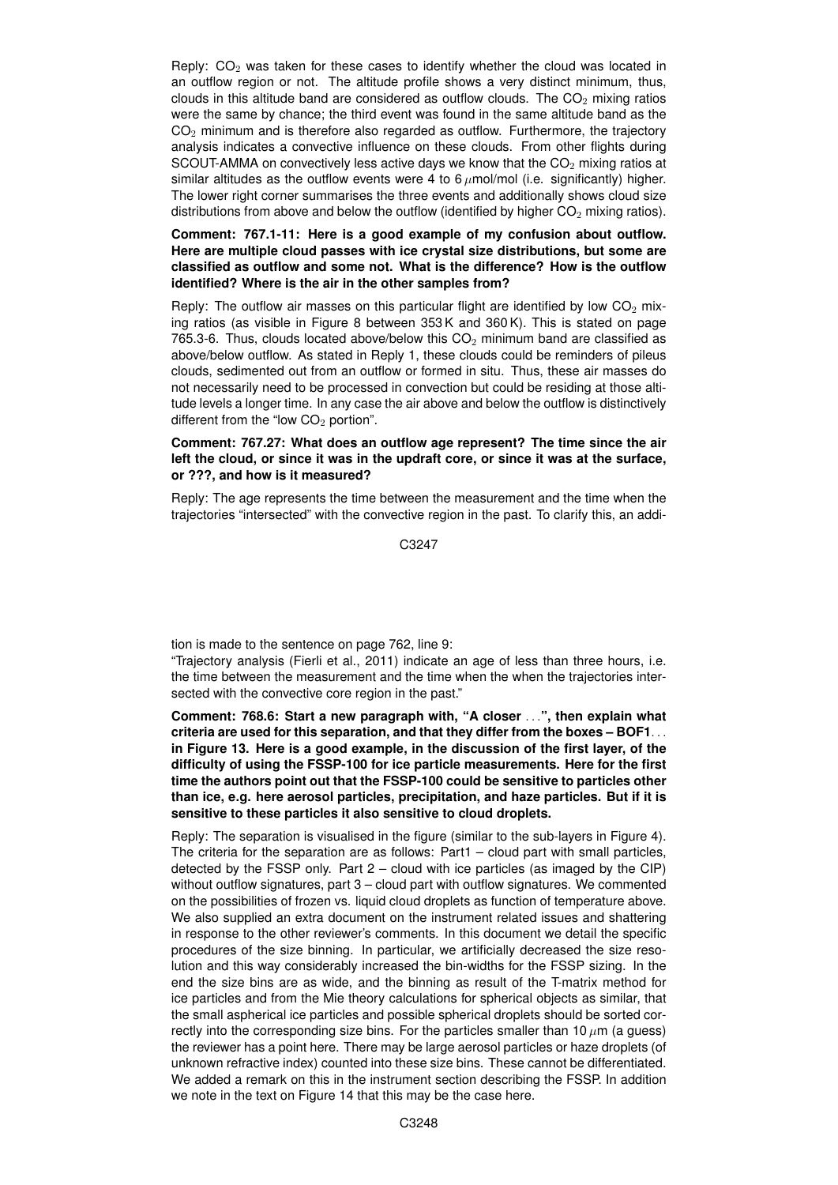Reply: $CO_2$ was taken for these cases to identify whether the cloud was located in an outflow region or not. The altitude profile shows a very distinct minimum, thus, clouds in this altitude band are considered as outflow clouds. The $CO_2$ mixing ratios were the same by chance; the third event was found in the same altitude band as the $CO_2$ minimum and is therefore also regarded as outflow. Furthermore, the trajectory analysis indicates a convective influence on these clouds. From other flights during SCOUT-AMMA on convectively less active days we know that the $CO_2$ mixing ratios at similar altitudes as the outflow events were 4 to 6 $\mu$mol/mol (i.e. significantly) higher. The lower right corner summarises the three events and additionally shows cloud size distributions from above and below the outflow (identified by higher $CO_2$ mixing ratios).

**Comment: 767.1-11: Here is a good example of my confusion about outflow. Here are multiple cloud passes with ice crystal size distributions, but some are classified as outflow and some not. What is the difference? How is the outflow identified? Where is the air in the other samples from?**

Reply: The outflow air masses on this particular flight are identified by low $CO_2$ mixing ratios (as visible in Figure 8 between 353 K and 360 K). This is stated on page 765.3-6. Thus, clouds located above/below this $CO_2$ minimum band are classified as above/below outflow. As stated in Reply 1, these clouds could be reminders of pileus clouds, sedimented out from an outflow or formed in situ. Thus, these air masses do not necessarily need to be processed in convection but could be residing at those altitude levels a longer time. In any case the air above and below the outflow is distinctively different from the "low $CO_2$ portion".

**Comment: 767.27: What does an outflow age represent? The time since the air left the cloud, or since it was in the updraft core, or since it was at the surface, or ???, and how is it measured?**

Reply: The age represents the time between the measurement and the time when the trajectories "intersected" with the convective region in the past. To clarify this, an addition is made to the sentence on page 762, line 9:

"Trajectory analysis (Fierli et al., 2011) indicate an age of less than three hours, i.e. the time between the measurement and the time when the when the trajectories intersected with the convective core region in the past."

**Comment: 768.6: Start a new paragraph with, "A closer ...", then explain what criteria are used for this separation, and that they differ from the boxes – BOF1... in Figure 13. Here is a good example, in the discussion of the first layer, of the difficulty of using the FSSP-100 for ice particle measurements. Here for the first time the authors point out that the FSSP-100 could be sensitive to particles other than ice, e.g. here aerosol particles, precipitation, and haze particles. But if it is sensitive to these particles it also sensitive to cloud droplets.**

Reply: The separation is visualised in the figure (similar to the sub-layers in Figure 4). The criteria for the separation are as follows: Part1 – cloud part with small particles, detected by the FSSP only. Part 2 – cloud with ice particles (as imaged by the CIP) without outflow signatures, part 3 – cloud part with outflow signatures. We commented on the possibilities of frozen vs. liquid cloud droplets as function of temperature above. We also supplied an extra document on the instrument related issues and shattering in response to the other reviewer's comments. In this document we detail the specific procedures of the size binning. In particular, we artificially decreased the size resolution and this way considerably increased the bin-widths for the FSSP sizing. In the end the size bins are as wide, and the binning as result of the T-matrix method for ice particles and from the Mie theory calculations for spherical objects as similar, that the small aspherical ice particles and possible spherical droplets should be sorted correctly into the corresponding size bins. For the particles smaller than 10 $\mu$m (a guess) the reviewer has a point here. There may be large aerosol particles or haze droplets (of unknown refractive index) counted into these size bins. These cannot be differentiated. We added a remark on this in the instrument section describing the FSSP. In addition we note in the text on Figure 14 that this may be the case here.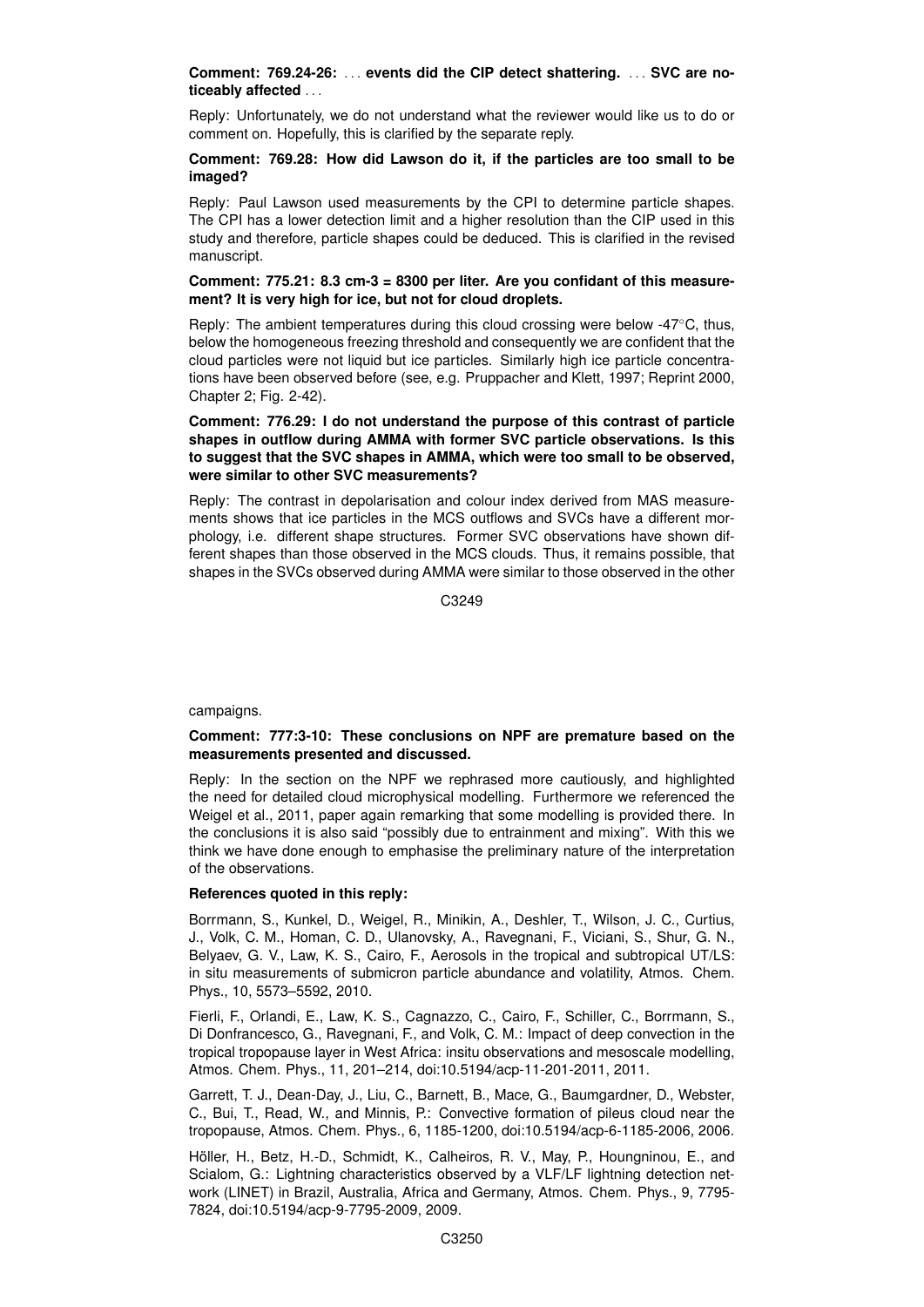**Comment: 769.24-26: ... events did the CIP detect shattering. ... SVC are noticeably affected ...**

Reply: Unfortunately, we do not understand what the reviewer would like us to do or comment on. Hopefully, this is clarified by the separate reply.

**Comment: 769.28: How did Lawson do it, if the particles are too small to be imaged?**

Reply: Paul Lawson used measurements by the CPI to determine particle shapes. The CPI has a lower detection limit and a higher resolution than the CIP used in this study and therefore, particle shapes could be deduced. This is clarified in the revised manuscript.

**Comment: 775.21: 8.3 cm-3 = 8300 per liter. Are you confidant of this measurement? It is very high for ice, but not for cloud droplets.**

Reply: The ambient temperatures during this cloud crossing were below -47°C, thus, below the homogeneous freezing threshold and consequently we are confident that the cloud particles were not liquid but ice particles. Similarly high ice particle concentrations have been observed before (see, e.g. Pruppacher and Klett, 1997; Reprint 2000, Chapter 2; Fig. 2-42).

**Comment: 776.29: I do not understand the purpose of this contrast of particle shapes in outflow during AMMA with former SVC particle observations. Is this to suggest that the SVC shapes in AMMA, which were too small to be observed, were similar to other SVC measurements?**

Reply: The contrast in depolarisation and colour index derived from MAS measurements shows that ice particles in the MCS outflows and SVCs have a different morphology, i.e. different shape structures. Former SVC observations have shown different shapes than those observed in the MCS clouds. Thus, it remains possible, that shapes in the SVCs observed during AMMA were similar to those observed in the other campaigns.

**Comment: 777:3-10: These conclusions on NPF are premature based on the measurements presented and discussed.**

Reply: In the section on the NPF we rephrased more cautiously, and highlighted the need for detailed cloud microphysical modelling. Furthermore we referenced the Weigel et al., 2011, paper again remarking that some modelling is provided there. In the conclusions it is also said "possibly due to entrainment and mixing". With this we think we have done enough to emphasise the preliminary nature of the interpretation of the observations.

**References quoted in this reply:**

Borrmann, S., Kunkel, D., Weigel, R., Minikin, A., Deshler, T., Wilson, J. C., Curtius, J., Volk, C. M., Homan, C. D., Ulanovsky, A., Ravegnani, F., Viciani, S., Shur, G. N., Belyaev, G. V., Law, K. S., Cairo, F., Aerosols in the tropical and subtropical UT/LS: in situ measurements of submicron particle abundance and volatility, Atmos. Chem. Phys., 10, 5573–5592, 2010.

Fierli, F., Orlandi, E., Law, K. S., Cagnazzo, C., Cairo, F., Schiller, C., Borrmann, S., Di Donfrancesco, G., Ravegnani, F., and Volk, C. M.: Impact of deep convection in the tropical tropopause layer in West Africa: insitu observations and mesoscale modelling, Atmos. Chem. Phys., 11, 201–214, doi:10.5194/acp-11-201-2011, 2011.

Garrett, T. J., Dean-Day, J., Liu, C., Barnett, B., Mace, G., Baumgardner, D., Webster, C., Bui, T., Read, W., and Minnis, P.: Convective formation of pileus cloud near the tropopause, Atmos. Chem. Phys., 6, 1185-1200, doi:10.5194/acp-6-1185-2006, 2006.

Höller, H., Betz, H.-D., Schmidt, K., Calheiros, R. V., May, P., Houngninou, E., and Scialom, G.: Lightning characteristics observed by a VLF/LF lightning detection network (LINET) in Brazil, Australia, Africa and Germany, Atmos. Chem. Phys., 9, 7795-7824, doi:10.5194/acp-9-7795-2009, 2009.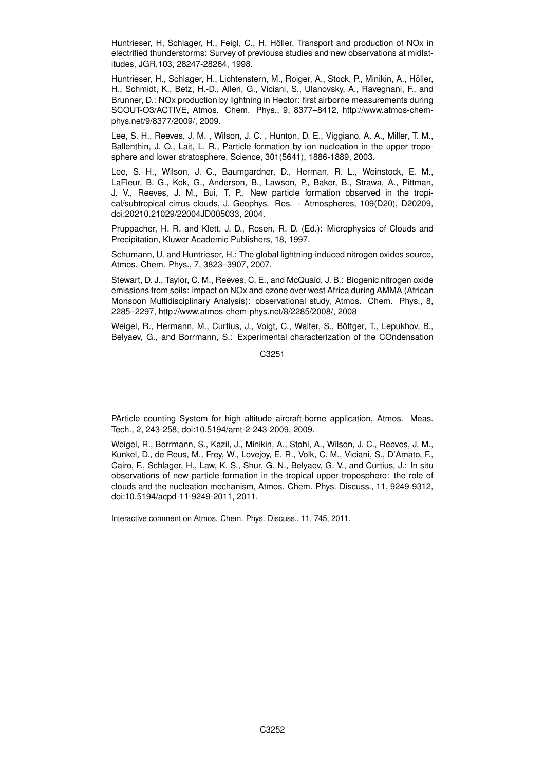Huntrieser, H, Schlager, H., Feigl, C., H. Höller, Transport and production of NOx in electrified thunderstorms: Survey of previouss studies and new observations at midlatitudes, JGR,103, 28247-28264, 1998.

Huntrieser, H., Schlager, H., Lichtenstern, M., Roiger, A., Stock, P., Minikin, A., Höller, H., Schmidt, K., Betz, H.-D., Allen, G., Viciani, S., Ulanovsky, A., Ravegnani, F., and Brunner, D.: NOx production by lightning in Hector: first airborne measurements during SCOUT-O3/ACTIVE, Atmos. Chem. Phys., 9, 8377–8412, http://www.atmos-chem-phys.net/9/8377/2009/, 2009.

Lee, S. H., Reeves, J. M. , Wilson, J. C. , Hunton, D. E., Viggiano, A. A., Miller, T. M., Ballenthin, J. O., Lait, L. R., Particle formation by ion nucleation in the upper troposphere and lower stratosphere, Science, 301(5641), 1886-1889, 2003.

Lee, S. H., Wilson, J. C., Baumgardner, D., Herman, R. L., Weinstock, E. M., LaFleur, B. G., Kok, G., Anderson, B., Lawson, P., Baker, B., Strawa, A., Pittman, J. V., Reeves, J. M., Bui, T. P., New particle formation observed in the tropical/subtropical cirrus clouds, J. Geophys. Res. - Atmospheres, 109(D20), D20209, doi:20210.21029/22004JD005033, 2004.

Pruppacher, H. R. and Klett, J. D., Rosen, R. D. (Ed.): Microphysics of Clouds and Precipitation, Kluwer Academic Publishers, 18, 1997.

Schumann, U. and Huntrieser, H.: The global lightning-induced nitrogen oxides source, Atmos. Chem. Phys., 7, 3823–3907, 2007.

Stewart, D. J., Taylor, C. M., Reeves, C. E., and McQuaid, J. B.: Biogenic nitrogen oxide emissions from soils: impact on NOx and ozone over west Africa during AMMA (African Monsoon Multidisciplinary Analysis): observational study, Atmos. Chem. Phys., 8, 2285–2297, http://www.atmos-chem-phys.net/8/2285/2008/, 2008

Weigel, R., Hermann, M., Curtius, J., Voigt, C., Walter, S., Böttger, T., Lepukhov, B., Belyaev, G., and Borrmann, S.: Experimental characterization of the COndensation PArticle counting System for high altitude aircraft-borne application, Atmos. Meas. Tech., 2, 243-258, doi:10.5194/amt-2-243-2009, 2009.

Weigel, R., Borrmann, S., Kazil, J., Minikin, A., Stohl, A., Wilson, J. C., Reeves, J. M., Kunkel, D., de Reus, M., Frey, W., Lovejoy, E. R., Volk, C. M., Viciani, S., D'Amato, F., Cairo, F., Schlager, H., Law, K. S., Shur, G. N., Belyaev, G. V., and Curtius, J.: In situ observations of new particle formation in the tropical upper troposphere: the role of clouds and the nucleation mechanism, Atmos. Chem. Phys. Discuss., 11, 9249-9312, doi:10.5194/acpd-11-9249-2011, 2011.

---

Interactive comment on Atmos. Chem. Phys. Discuss., 11, 745, 2011.